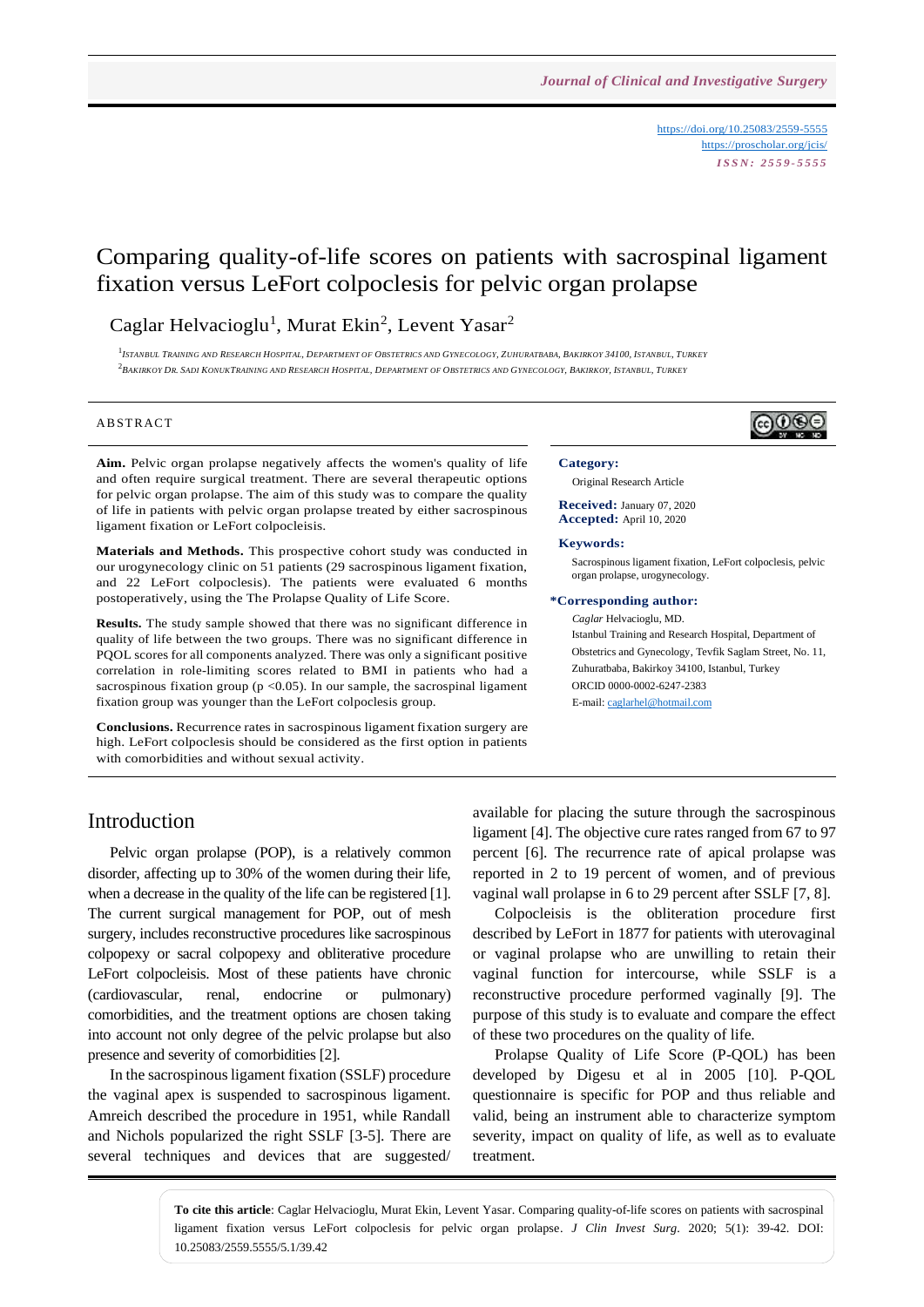https://doi.org/10.25083/2559-5555
https://proscholar.org/jcis/
*ISSN: 2559-5555*

# Comparing quality-of-life scores on patients with sacrospinal ligament fixation versus LeFort colpoclesis for pelvic organ prolapse

Caglar Helvacioglu[1], Murat Ekin[2], Levent Yasar[2]

[1]Istanbul Training and Research Hospital, Department of Obstetrics and Gynecology, Zuhuratbaba, Bakirkoy 34100, Istanbul, Turkey
[2]Bakirkoy Dr. Sadi KonukTraining and Research Hospital, Department of Obstetrics and Gynecology, Bakirkoy, Istanbul, Turkey

## ABSTRACT

**Aim.** Pelvic organ prolapse negatively affects the women's quality of life and often require surgical treatment. There are several therapeutic options for pelvic organ prolapse. The aim of this study was to compare the quality of life in patients with pelvic organ prolapse treated by either sacrospinous ligament fixation or LeFort colpocleisis.

**Materials and Methods.** This prospective cohort study was conducted in our urogynecology clinic on 51 patients (29 sacrospinous ligament fixation, and 22 LeFort colpocleisis). The patients were evaluated 6 months postoperatively, using the The Prolapse Quality of Life Score.

**Results.** The study sample showed that there was no significant difference in quality of life between the two groups. There was no significant difference in PQOL scores for all components analyzed. There was only a significant positive correlation in role-limiting scores related to BMI in patients who had a sacrospinous fixation group ($p < 0.05$). In our sample, the sacrospinal ligament fixation group was younger than the LeFort colpoclesis group.

**Conclusions.** Recurrence rates in sacrospinous ligament fixation surgery are high. LeFort colpoclesis should be considered as the first option in patients with comorbidities and without sexual activity.

**Category:**
Original Research Article

**Received:** January 07, 2020
**Accepted:** April 10, 2020

**Keywords:**
Sacrospinous ligament fixation, LeFort colpoclesis, pelvic organ prolapse, urogynecology.

**\*Corresponding author:**
*Caglar* Helvacioglu, MD.
Istanbul Training and Research Hospital, Department of Obstetrics and Gynecology, Tevfik Saglam Street, No. 11, Zuhuratbaba, Bakirkoy 34100, Istanbul, Turkey
ORCID 0000-0002-6247-2383
E-mail: caglarhel@hotmail.com

## Introduction

Pelvic organ prolapse (POP), is a relatively common disorder, affecting up to 30% of the women during their life, when a decrease in the quality of the life can be registered [1]. The current surgical management for POP, out of mesh surgery, includes reconstructive procedures like sacrospinous colpopexy or sacral colpopexy and obliterative procedure LeFort colpocleisis. Most of these patients have chronic (cardiovascular, renal, endocrine or pulmonary) comorbidities, and the treatment options are chosen taking into account not only degree of the pelvic prolapse but also presence and severity of comorbidities [2].

In the sacrospinous ligament fixation (SSLF) procedure the vaginal apex is suspended to sacrospinous ligament. Amreich described the procedure in 1951, while Randall and Nichols popularized the right SSLF [3-5]. There are several techniques and devices that are suggested/ available for placing the suture through the sacrospinous ligament [4]. The objective cure rates ranged from 67 to 97 percent [6]. The recurrence rate of apical prolapse was reported in 2 to 19 percent of women, and of previous vaginal wall prolapse in 6 to 29 percent after SSLF [7, 8].

Colpocleisis is the obliteration procedure first described by LeFort in 1877 for patients with uterovaginal or vaginal prolapse who are unwilling to retain their vaginal function for intercourse, while SSLF is a reconstructive procedure performed vaginally [9]. The purpose of this study is to evaluate and compare the effect of these two procedures on the quality of life.

Prolapse Quality of Life Score (P-QOL) has been developed by Digesu et al in 2005 [10]. P-QOL questionnaire is specific for POP and thus reliable and valid, being an instrument able to characterize symptom severity, impact on quality of life, as well as to evaluate treatment.

**To cite this article**: Caglar Helvacioglu, Murat Ekin, Levent Yasar. Comparing quality-of-life scores on patients with sacrospinal ligament fixation versus LeFort colpoclesis for pelvic organ prolapse. *J Clin Invest Surg*. 2020; 5(1): 39-42. DOI: 10.25083/2559.5555/5.1/39.42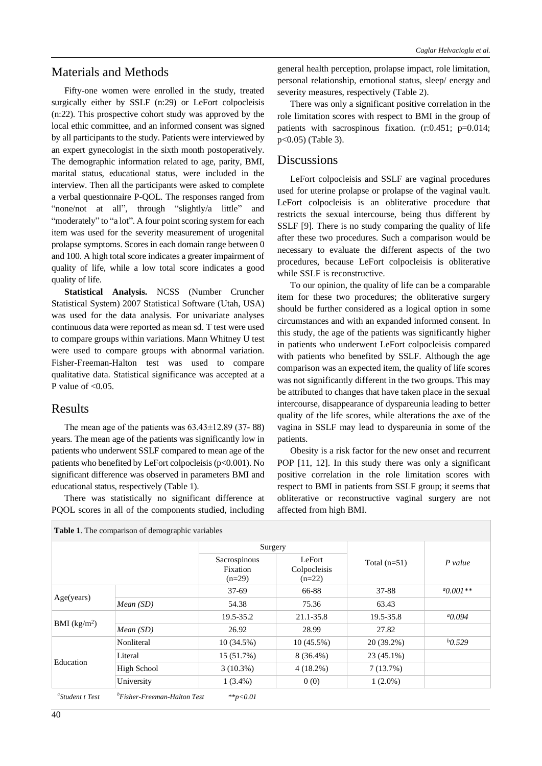## Materials and Methods

Fifty-one women were enrolled in the study, treated surgically either by SSLF (n:29) or LeFort colpocleisis (n:22). This prospective cohort study was approved by the local ethic committee, and an informed consent was signed by all participants to the study. Patients were interviewed by an expert gynecologist in the sixth month postoperatively. The demographic information related to age, parity, BMI, marital status, educational status, were included in the interview. Then all the participants were asked to complete a verbal questionnaire P-QOL. The responses ranged from "none/not at all", through "slightly/a little" and "moderately" to "a lot". A four point scoring system for each item was used for the severity measurement of urogenital prolapse symptoms. Scores in each domain range between 0 and 100. A high total score indicates a greater impairment of quality of life, while a low total score indicates a good quality of life.

**Statistical Analysis.** NCSS (Number Cruncher Statistical System) 2007 Statistical Software (Utah, USA) was used for the data analysis. For univariate analyses continuous data were reported as mean sd. T test were used to compare groups within variations. Mann Whitney U test were used to compare groups with abnormal variation. Fisher-Freeman-Halton test was used to compare qualitative data. Statistical significance was accepted at a P value of <0.05.

## Results

The mean age of the patients was 63.43±12.89 (37- 88) years. The mean age of the patients was significantly low in patients who underwent SSLF compared to mean age of the patients who benefited by LeFort colpocleisis (p<0.001). No significant difference was observed in parameters BMI and educational status, respectively (Table 1).

There was statistically no significant difference at PQOL scores in all of the components studied, including general health perception, prolapse impact, role limitation, personal relationship, emotional status, sleep/ energy and severity measures, respectively (Table 2).

There was only a significant positive correlation in the role limitation scores with respect to BMI in the group of patients with sacrospinous fixation. (r:0.451; p=0.014; p<0.05) (Table 3).

## Discussions

LeFort colpocleisis and SSLF are vaginal procedures used for uterine prolapse or prolapse of the vaginal vault. LeFort colpocleisis is an obliterative procedure that restricts the sexual intercourse, being thus different by SSLF [9]. There is no study comparing the quality of life after these two procedures. Such a comparison would be necessary to evaluate the different aspects of the two procedures, because LeFort colpocleisis is obliterative while SSLF is reconstructive.

To our opinion, the quality of life can be a comparable item for these two procedures; the obliterative surgery should be further considered as a logical option in some circumstances and with an expanded informed consent. In this study, the age of the patients was significantly higher in patients who underwent LeFort colpocleisis compared with patients who benefited by SSLF. Although the age comparison was an expected item, the quality of life scores was not significantly different in the two groups. This may be attributed to changes that have taken place in the sexual intercourse, disappearance of dyspareunia leading to better quality of the life scores, while alterations the axe of the vagina in SSLF may lead to dyspareunia in some of the patients.

Obesity is a risk factor for the new onset and recurrent POP [11, 12]. In this study there was only a significant positive correlation in the role limitation scores with respect to BMI in patients from SSLF group; it seems that obliterative or reconstructive vaginal surgery are not affected from high BMI.

**Table 1**. The comparison of demographic variables

| | | Surgery | | Total (n=51) | *P value* |
|---|---|---|---|---|---|
| | | Sacrospinous Fixation (n=29) | LeFort Colpocleisis (n=22) | | |
| Age(years) | | 37-69 | 66-88 | 37-88 | [a]*0.001*** |
| | *Mean (SD)* | 54.38 | 75.36 | 63.43 | |
| BMI (kg/m$^2$) | | 19.5-35.2 | 21.1-35.8 | 19.5-35.8 | [a]*0.094* |
| | *Mean (SD)* | 26.92 | 28.99 | 27.82 | |
| Education | Nonliteral | 10 (34.5%) | 10 (45.5%) | 20 (39.2%) | [b]*0.529* |
| | Literal | 15 (51.7%) | 8 (36.4%) | 23 (45.1%) | |
| | High School | 3 (10.3%) | 4 (18.2%) | 7 (13.7%) | |
| | University | 1 (3.4%) | 0 (0) | 1 (2.0%) | |

[a]*Student t Test* [b]*Fisher-Freeman-Halton Test* ***p<0.01*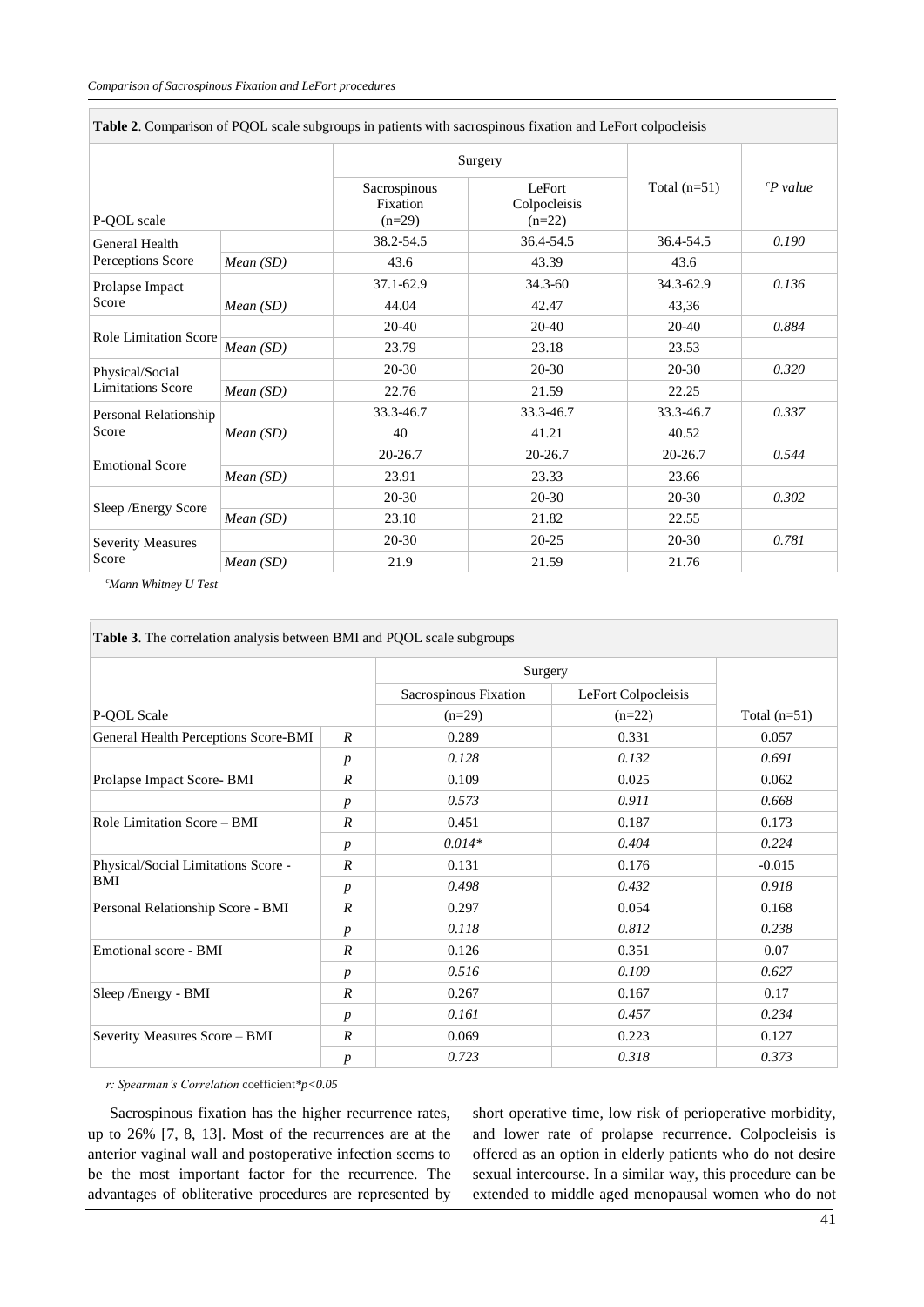**Table 2**. Comparison of PQOL scale subgroups in patients with sacrospinous fixation and LeFort colpocleisis

| P-QOL scale | | Surgery | | Total (n=51) | [c]P value |
|---|---|---|---|---|---|
| | | Sacrospinous Fixation (n=29) | LeFort Colpocleisis (n=22) | | |
| General Health Perceptions Score | | 38.2-54.5 | 36.4-54.5 | 36.4-54.5 | *0.190* |
| | *Mean (SD)* | 43.6 | 43.39 | 43.6 | |
| Prolapse Impact Score | | 37.1-62.9 | 34.3-60 | 34.3-62.9 | *0.136* |
| | *Mean (SD)* | 44.04 | 42.47 | 43,36 | |
| Role Limitation Score | | 20-40 | 20-40 | 20-40 | *0.884* |
| | *Mean (SD)* | 23.79 | 23.18 | 23.53 | |
| Physical/Social Limitations Score | | 20-30 | 20-30 | 20-30 | *0.320* |
| | *Mean (SD)* | 22.76 | 21.59 | 22.25 | |
| Personal Relationship Score | | 33.3-46.7 | 33.3-46.7 | 33.3-46.7 | *0.337* |
| | *Mean (SD)* | 40 | 41.21 | 40.52 | |
| Emotional Score | | 20-26.7 | 20-26.7 | 20-26.7 | *0.544* |
| | *Mean (SD)* | 23.91 | 23.33 | 23.66 | |
| Sleep /Energy Score | | 20-30 | 20-30 | 20-30 | *0.302* |
| | *Mean (SD)* | 23.10 | 21.82 | 22.55 | |
| Severity Measures Score | | 20-30 | 20-25 | 20-30 | *0.781* |
| | *Mean (SD)* | 21.9 | 21.59 | 21.76 | |

[c]*Mann Whitney U Test*

**Table 3**. The correlation analysis between BMI and PQOL scale subgroups

| P-QOL Scale | | Surgery | | Total (n=51) |
|---|---|---|---|---|
| | | Sacrospinous Fixation (n=29) | LeFort Colpocleisis (n=22) | |
| General Health Perceptions Score-BMI | *R* | 0.289 | 0.331 | 0.057 |
| | *p* | *0.128* | *0.132* | *0.691* |
| Prolapse Impact Score- BMI | *R* | 0.109 | 0.025 | 0.062 |
| | *p* | *0.573* | *0.911* | *0.668* |
| Role Limitation Score – BMI | *R* | 0.451 | 0.187 | 0.173 |
| | *p* | *0.014** | *0.404* | *0.224* |
| Physical/Social Limitations Score - BMI | *R* | 0.131 | 0.176 | -0.015 |
| | *p* | *0.498* | *0.432* | *0.918* |
| Personal Relationship Score - BMI | *R* | 0.297 | 0.054 | 0.168 |
| | *p* | *0.118* | *0.812* | *0.238* |
| Emotional score - BMI | *R* | 0.126 | 0.351 | 0.07 |
| | *p* | *0.516* | *0.109* | *0.627* |
| Sleep /Energy - BMI | *R* | 0.267 | 0.167 | 0.17 |
| | *p* | *0.161* | *0.457* | *0.234* |
| Severity Measures Score – BMI | *R* | 0.069 | 0.223 | 0.127 |
| | *p* | *0.723* | *0.318* | *0.373* |

*r: Spearman's Correlation* coefficient*$p<0.05$

Sacrospinous fixation has the higher recurrence rates, up to 26% [7, 8, 13]. Most of the recurrences are at the anterior vaginal wall and postoperative infection seems to be the most important factor for the recurrence. The advantages of obliterative procedures are represented by short operative time, low risk of perioperative morbidity, and lower rate of prolapse recurrence. Colpocleisis is offered as an option in elderly patients who do not desire sexual intercourse. In a similar way, this procedure can be extended to middle aged menopausal women who do not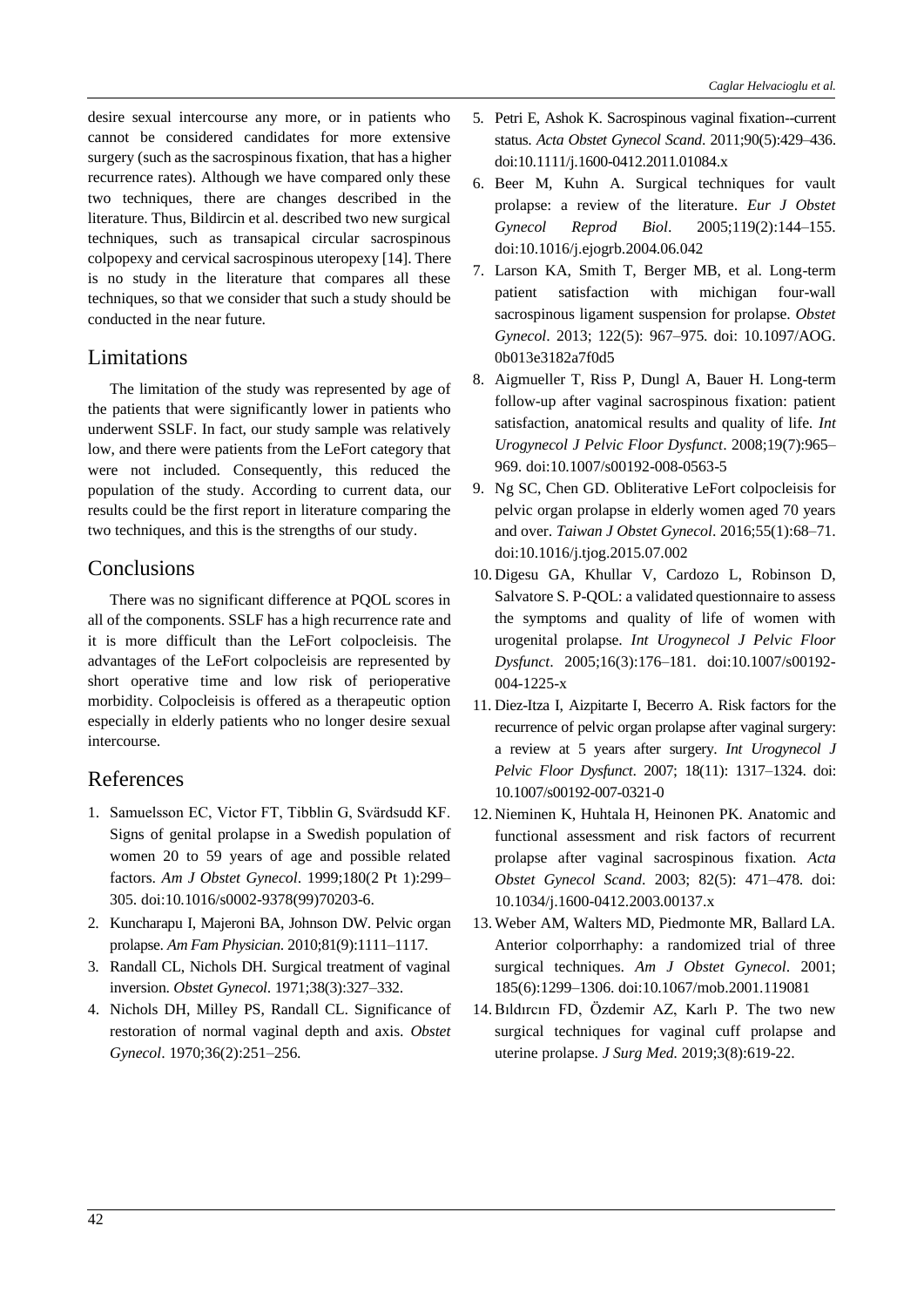desire sexual intercourse any more, or in patients who cannot be considered candidates for more extensive surgery (such as the sacrospinous fixation, that has a higher recurrence rates). Although we have compared only these two techniques, there are changes described in the literature. Thus, Bildircin et al. described two new surgical techniques, such as transapical circular sacrospinous colpopexy and cervical sacrospinous uteropexy [14]. There is no study in the literature that compares all these techniques, so that we consider that such a study should be conducted in the near future.

## Limitations

The limitation of the study was represented by age of the patients that were significantly lower in patients who underwent SSLF. In fact, our study sample was relatively low, and there were patients from the LeFort category that were not included. Consequently, this reduced the population of the study. According to current data, our results could be the first report in literature comparing the two techniques, and this is the strengths of our study.

## Conclusions

There was no significant difference at PQOL scores in all of the components. SSLF has a high recurrence rate and it is more difficult than the LeFort colpocleisis. The advantages of the LeFort colpocleisis are represented by short operative time and low risk of perioperative morbidity. Colpocleisis is offered as a therapeutic option especially in elderly patients who no longer desire sexual intercourse.

## References

1. Samuelsson EC, Victor FT, Tibblin G, Svärdsudd KF. Signs of genital prolapse in a Swedish population of women 20 to 59 years of age and possible related factors. *Am J Obstet Gynecol*. 1999;180(2 Pt 1):299–305. doi:10.1016/s0002-9378(99)70203-6.
2. Kuncharapu I, Majeroni BA, Johnson DW. Pelvic organ prolapse. *Am Fam Physician.* 2010;81(9):1111–1117.
3. Randall CL, Nichols DH. Surgical treatment of vaginal inversion. *Obstet Gynecol*. 1971;38(3):327–332.
4. Nichols DH, Milley PS, Randall CL. Significance of restoration of normal vaginal depth and axis. *Obstet Gynecol*. 1970;36(2):251–256.
5. Petri E, Ashok K. Sacrospinous vaginal fixation--current status. *Acta Obstet Gynecol Scand*. 2011;90(5):429–436. doi:10.1111/j.1600-0412.2011.01084.x
6. Beer M, Kuhn A. Surgical techniques for vault prolapse: a review of the literature. *Eur J Obstet Gynecol Reprod Biol*. 2005;119(2):144–155. doi:10.1016/j.ejogrb.2004.06.042
7. Larson KA, Smith T, Berger MB, et al. Long-term patient satisfaction with michigan four-wall sacrospinous ligament suspension for prolapse. *Obstet Gynecol*. 2013; 122(5): 967–975. doi: 10.1097/AOG.0b013e3182a7f0d5
8. Aigmueller T, Riss P, Dungl A, Bauer H. Long-term follow-up after vaginal sacrospinous fixation: patient satisfaction, anatomical results and quality of life. *Int Urogynecol J Pelvic Floor Dysfunct*. 2008;19(7):965–969. doi:10.1007/s00192-008-0563-5
9. Ng SC, Chen GD. Obliterative LeFort colpocleisis for pelvic organ prolapse in elderly women aged 70 years and over. *Taiwan J Obstet Gynecol*. 2016;55(1):68–71. doi:10.1016/j.tjog.2015.07.002
10. Digesu GA, Khullar V, Cardozo L, Robinson D, Salvatore S. P-QOL: a validated questionnaire to assess the symptoms and quality of life of women with urogenital prolapse. *Int Urogynecol J Pelvic Floor Dysfunct*. 2005;16(3):176–181. doi:10.1007/s00192-004-1225-x
11. Diez-Itza I, Aizpitarte I, Becerro A. Risk factors for the recurrence of pelvic organ prolapse after vaginal surgery: a review at 5 years after surgery. *Int Urogynecol J Pelvic Floor Dysfunct*. 2007; 18(11): 1317–1324. doi: 10.1007/s00192-007-0321-0
12. Nieminen K, Huhtala H, Heinonen PK. Anatomic and functional assessment and risk factors of recurrent prolapse after vaginal sacrospinous fixation. *Acta Obstet Gynecol Scand*. 2003; 82(5): 471–478. doi: 10.1034/j.1600-0412.2003.00137.x
13. Weber AM, Walters MD, Piedmonte MR, Ballard LA. Anterior colporrhaphy: a randomized trial of three surgical techniques. *Am J Obstet Gynecol*. 2001; 185(6):1299–1306. doi:10.1067/mob.2001.119081
14. Bıldırcın FD, Özdemir AZ, Karlı P. The two new surgical techniques for vaginal cuff prolapse and uterine prolapse. *J Surg Med.* 2019;3(8):619-22.